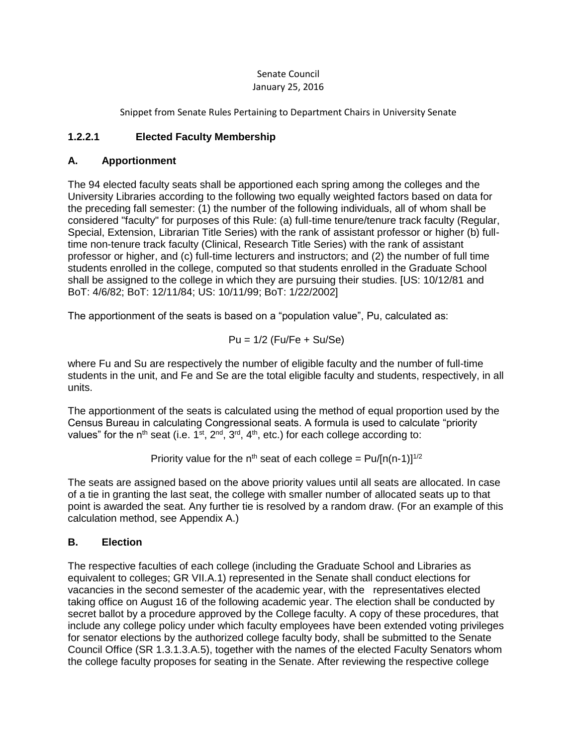Senate Council
January 25, 2016

Snippet from Senate Rules Pertaining to Department Chairs in University Senate

### 1.2.2.1 Elected Faculty Membership

### A. Apportionment

The 94 elected faculty seats shall be apportioned each spring among the colleges and the University Libraries according to the following two equally weighted factors based on data for the preceding fall semester: (1) the number of the following individuals, all of whom shall be considered "faculty" for purposes of this Rule: (a) full-time tenure/tenure track faculty (Regular, Special, Extension, Librarian Title Series) with the rank of assistant professor or higher (b) full-time non-tenure track faculty (Clinical, Research Title Series) with the rank of assistant professor or higher, and (c) full-time lecturers and instructors; and (2) the number of full time students enrolled in the college, computed so that students enrolled in the Graduate School shall be assigned to the college in which they are pursuing their studies. [US: 10/12/81 and BoT: 4/6/82; BoT: 12/11/84; US: 10/11/99; BoT: 1/22/2002]

The apportionment of the seats is based on a "population value", Pu, calculated as:

$$Pu = 1/2\ (Fu/Fe + Su/Se)$$

where Fu and Su are respectively the number of eligible faculty and the number of full-time students in the unit, and Fe and Se are the total eligible faculty and students, respectively, in all units.

The apportionment of the seats is calculated using the method of equal proportion used by the Census Bureau in calculating Congressional seats. A formula is used to calculate "priority values" for the $n^{th}$ seat (i.e. $1^{st}$, $2^{nd}$, $3^{rd}$, $4^{th}$, etc.) for each college according to:

$$\text{Priority value for the } n^{th} \text{ seat of each college} = Pu/[n(n-1)]^{1/2}$$

The seats are assigned based on the above priority values until all seats are allocated. In case of a tie in granting the last seat, the college with smaller number of allocated seats up to that point is awarded the seat. Any further tie is resolved by a random draw. (For an example of this calculation method, see Appendix A.)

### B. Election

The respective faculties of each college (including the Graduate School and Libraries as equivalent to colleges; GR VII.A.1) represented in the Senate shall conduct elections for vacancies in the second semester of the academic year, with the representatives elected taking office on August 16 of the following academic year. The election shall be conducted by secret ballot by a procedure approved by the College faculty. A copy of these procedures, that include any college policy under which faculty employees have been extended voting privileges for senator elections by the authorized college faculty body, shall be submitted to the Senate Council Office (SR 1.3.1.3.A.5), together with the names of the elected Faculty Senators whom the college faculty proposes for seating in the Senate. After reviewing the respective college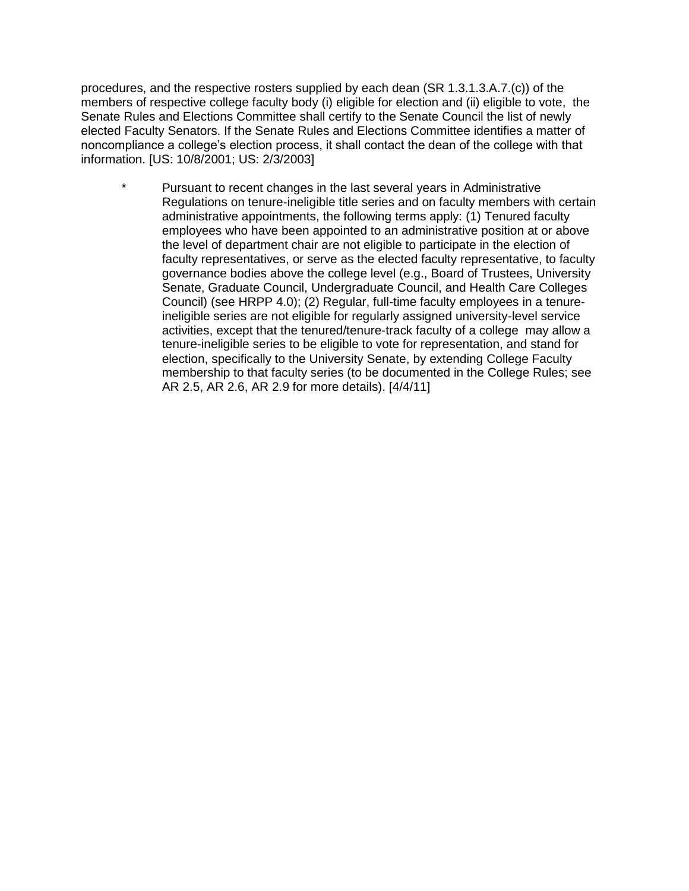procedures, and the respective rosters supplied by each dean (SR 1.3.1.3.A.7.(c)) of the members of respective college faculty body (i) eligible for election and (ii) eligible to vote, the Senate Rules and Elections Committee shall certify to the Senate Council the list of newly elected Faculty Senators. If the Senate Rules and Elections Committee identifies a matter of noncompliance a college's election process, it shall contact the dean of the college with that information. [US: 10/8/2001; US: 2/3/2003]

> * Pursuant to recent changes in the last several years in Administrative Regulations on tenure-ineligible title series and on faculty members with certain administrative appointments, the following terms apply: (1) Tenured faculty employees who have been appointed to an administrative position at or above the level of department chair are not eligible to participate in the election of faculty representatives, or serve as the elected faculty representative, to faculty governance bodies above the college level (e.g., Board of Trustees, University Senate, Graduate Council, Undergraduate Council, and Health Care Colleges Council) (see HRPP 4.0); (2) Regular, full-time faculty employees in a tenure-ineligible series are not eligible for regularly assigned university-level service activities, except that the tenured/tenure-track faculty of a college may allow a tenure-ineligible series to be eligible to vote for representation, and stand for election, specifically to the University Senate, by extending College Faculty membership to that faculty series (to be documented in the College Rules; see AR 2.5, AR 2.6, AR 2.9 for more details). [4/4/11]